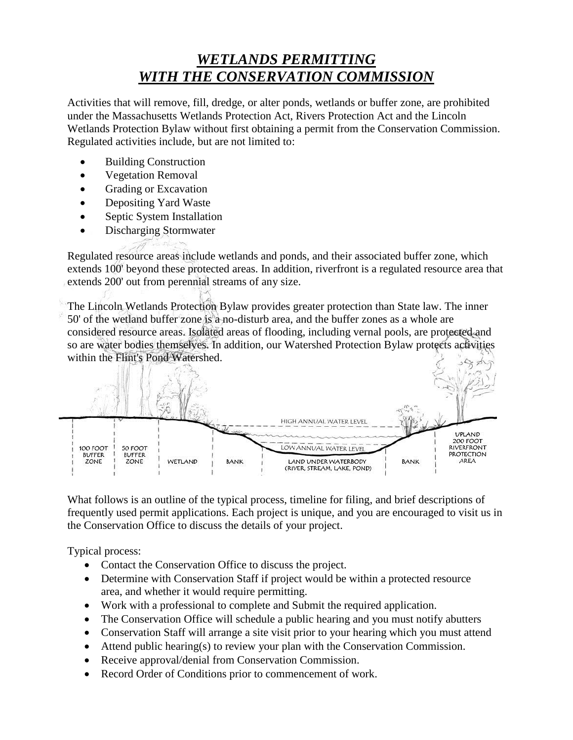# ***WETLANDS PERMITTING WITH THE CONSERVATION COMMISSION***

Activities that will remove, fill, dredge, or alter ponds, wetlands or buffer zone, are prohibited under the Massachusetts Wetlands Protection Act, Rivers Protection Act and the Lincoln Wetlands Protection Bylaw without first obtaining a permit from the Conservation Commission. Regulated activities include, but are not limited to:

- Building Construction
- Vegetation Removal
- Grading or Excavation
- Depositing Yard Waste
- Septic System Installation
- Discharging Stormwater

Regulated resource areas include wetlands and ponds, and their associated buffer zone, which extends 100' beyond these protected areas. In addition, riverfront is a regulated resource area that extends 200' out from perennial streams of any size.

The Lincoln Wetlands Protection Bylaw provides greater protection than State law. The inner 50' of the wetland buffer zone is a no-disturb area, and the buffer zones as a whole are considered resource areas. Isolated areas of flooding, including vernal pools, are protected and so are water bodies themselves. In addition, our Watershed Protection Bylaw protects activities within the Flint's Pond Watershed.

HIGH ANNUAL WATER LEVEL

LOW ANNUAL WATER LEVEL

100 FOOT BUFFER ZONE | 50 FOOT BUFFER ZONE | WETLAND | BANK | LAND UNDER WATERBODY (RIVER, STREAM, LAKE, POND) | BANK | UPLAND 200 FOOT RIVERFRONT PROTECTION AREA

What follows is an outline of the typical process, timeline for filing, and brief descriptions of frequently used permit applications. Each project is unique, and you are encouraged to visit us in the Conservation Office to discuss the details of your project.

Typical process:

- Contact the Conservation Office to discuss the project.
- Determine with Conservation Staff if project would be within a protected resource area, and whether it would require permitting.
- Work with a professional to complete and Submit the required application.
- The Conservation Office will schedule a public hearing and you must notify abutters
- Conservation Staff will arrange a site visit prior to your hearing which you must attend
- Attend public hearing(s) to review your plan with the Conservation Commission.
- Receive approval/denial from Conservation Commission.
- Record Order of Conditions prior to commencement of work.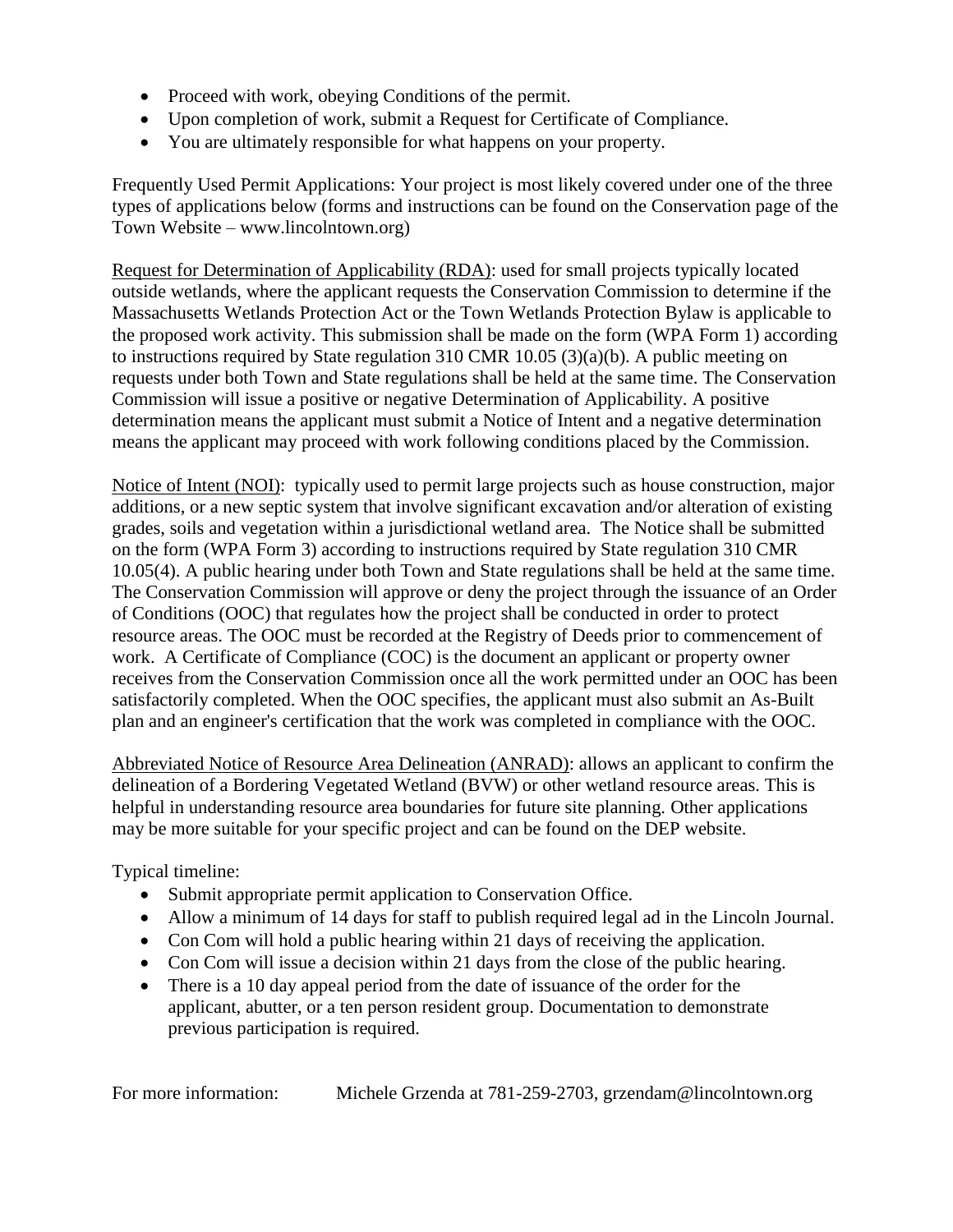- Proceed with work, obeying Conditions of the permit.
- Upon completion of work, submit a Request for Certificate of Compliance.
- You are ultimately responsible for what happens on your property.

Frequently Used Permit Applications: Your project is most likely covered under one of the three types of applications below (forms and instructions can be found on the Conservation page of the Town Website – www.lincolntown.org)

<u>Request for Determination of Applicability (RDA)</u>: used for small projects typically located outside wetlands, where the applicant requests the Conservation Commission to determine if the Massachusetts Wetlands Protection Act or the Town Wetlands Protection Bylaw is applicable to the proposed work activity. This submission shall be made on the form (WPA Form 1) according to instructions required by State regulation 310 CMR 10.05 (3)(a)(b). A public meeting on requests under both Town and State regulations shall be held at the same time. The Conservation Commission will issue a positive or negative Determination of Applicability. A positive determination means the applicant must submit a Notice of Intent and a negative determination means the applicant may proceed with work following conditions placed by the Commission.

<u>Notice of Intent (NOI)</u>: typically used to permit large projects such as house construction, major additions, or a new septic system that involve significant excavation and/or alteration of existing grades, soils and vegetation within a jurisdictional wetland area. The Notice shall be submitted on the form (WPA Form 3) according to instructions required by State regulation 310 CMR 10.05(4). A public hearing under both Town and State regulations shall be held at the same time. The Conservation Commission will approve or deny the project through the issuance of an Order of Conditions (OOC) that regulates how the project shall be conducted in order to protect resource areas. The OOC must be recorded at the Registry of Deeds prior to commencement of work. A Certificate of Compliance (COC) is the document an applicant or property owner receives from the Conservation Commission once all the work permitted under an OOC has been satisfactorily completed. When the OOC specifies, the applicant must also submit an As-Built plan and an engineer's certification that the work was completed in compliance with the OOC.

<u>Abbreviated Notice of Resource Area Delineation (ANRAD)</u>: allows an applicant to confirm the delineation of a Bordering Vegetated Wetland (BVW) or other wetland resource areas. This is helpful in understanding resource area boundaries for future site planning. Other applications may be more suitable for your specific project and can be found on the DEP website.

Typical timeline:

- Submit appropriate permit application to Conservation Office.
- Allow a minimum of 14 days for staff to publish required legal ad in the Lincoln Journal.
- Con Com will hold a public hearing within 21 days of receiving the application.
- Con Com will issue a decision within 21 days from the close of the public hearing.
- There is a 10 day appeal period from the date of issuance of the order for the applicant, abutter, or a ten person resident group. Documentation to demonstrate previous participation is required.

For more information: Michele Grzenda at 781-259-2703, grzendam@lincolntown.org